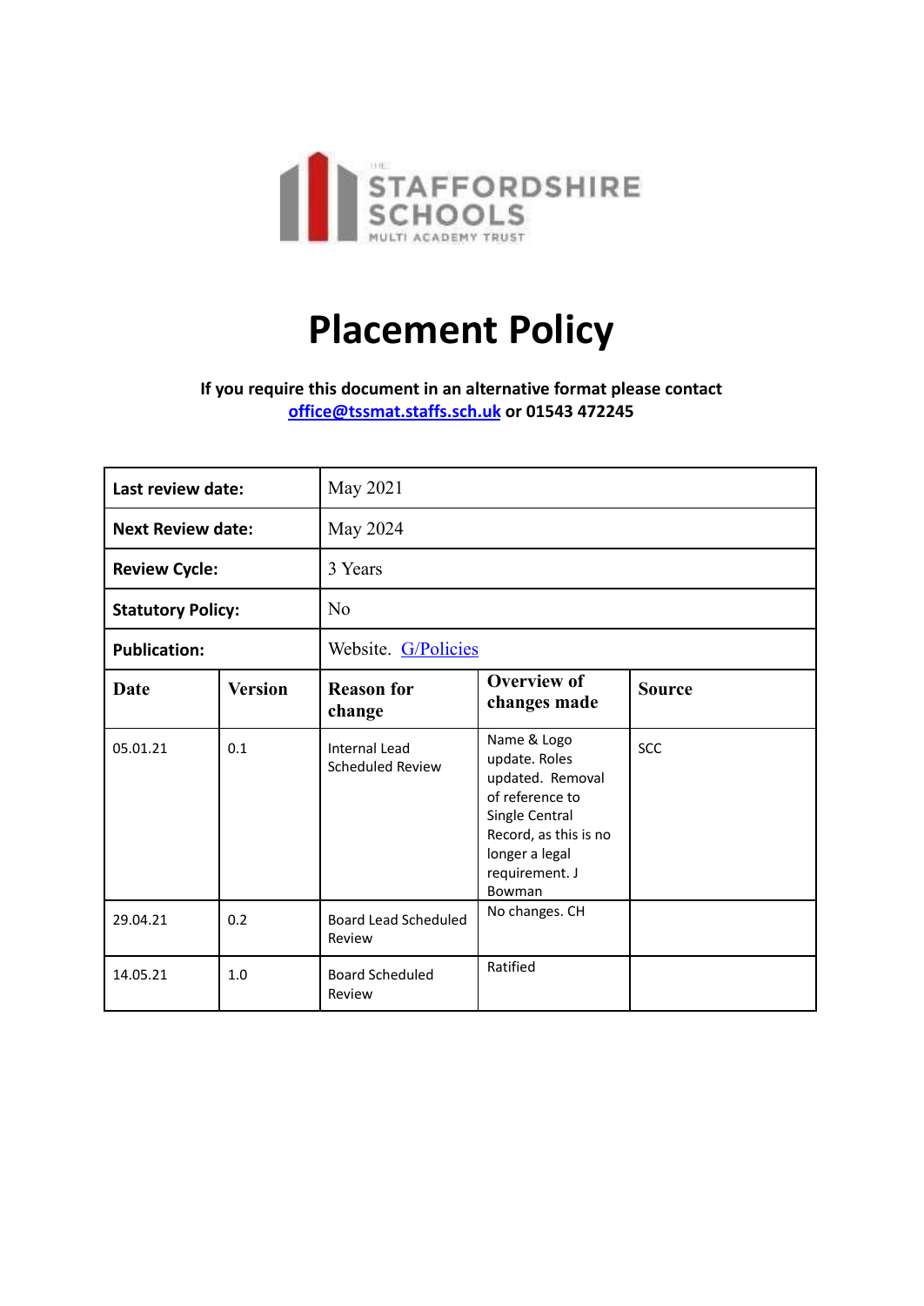THE STAFFORDSHIRE SCHOOLS MULTI ACADEMY TRUST

# Placement Policy

**If you require this document in an alternative format please contact [office@tssmat.staffs.sch.uk](mailto:office@tssmat.staffs.sch.uk) or 01543 472245**

| **Last review date:** | | May 2021 | | |
|---|---|---|---|---|
| **Next Review date:** | | May 2024 | | |
| **Review Cycle:** | | 3 Years | | |
| **Statutory Policy:** | | No | | |
| **Publication:** | | Website. G/Policies | | |
| **Date** | **Version** | **Reason for change** | **Overview of changes made** | **Source** |
| 05.01.21 | 0.1 | Internal Lead Scheduled Review | Name & Logo update. Roles updated. Removal of reference to Single Central Record, as this is no longer a legal requirement. J Bowman | SCC |
| 29.04.21 | 0.2 | Board Lead Scheduled Review | No changes. CH | |
| 14.05.21 | 1.0 | Board Scheduled Review | Ratified | |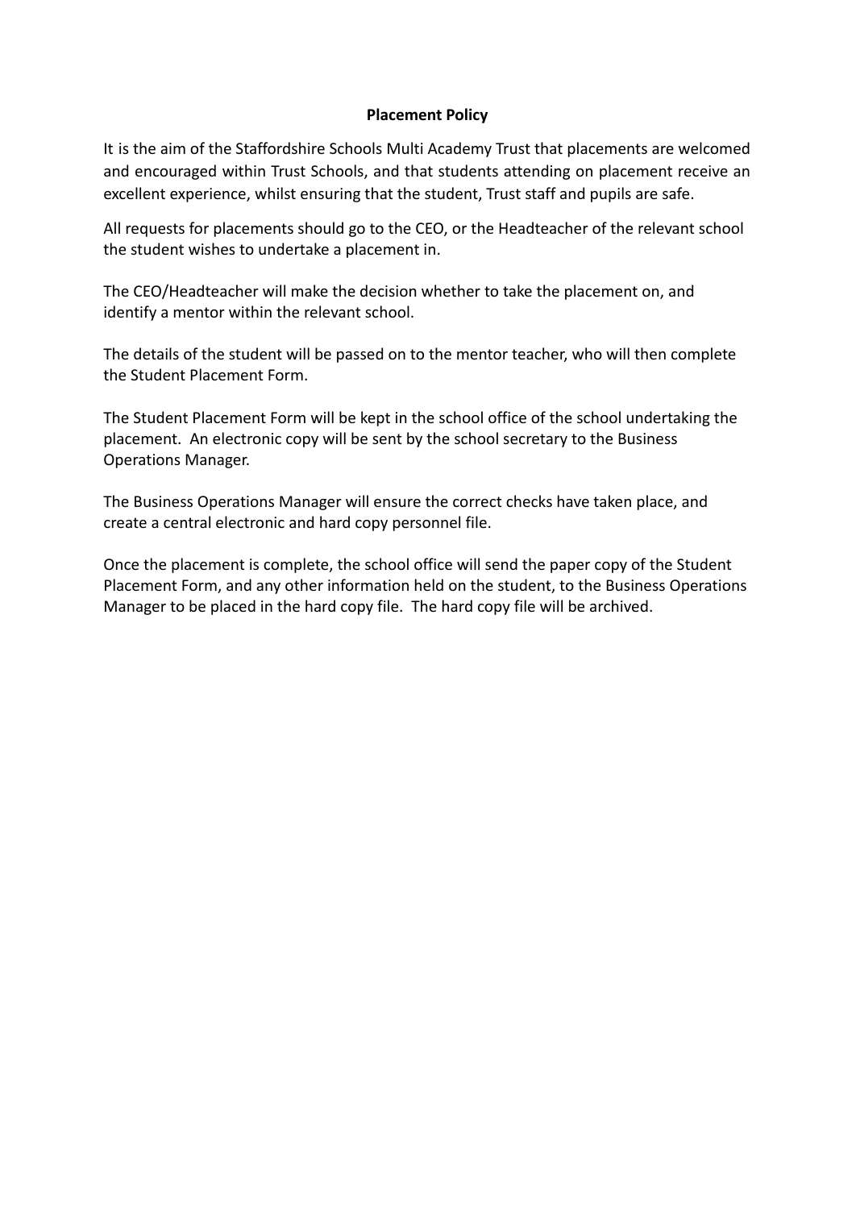**Placement Policy**

It is the aim of the Staffordshire Schools Multi Academy Trust that placements are welcomed and encouraged within Trust Schools, and that students attending on placement receive an excellent experience, whilst ensuring that the student, Trust staff and pupils are safe.

All requests for placements should go to the CEO, or the Headteacher of the relevant school the student wishes to undertake a placement in.

The CEO/Headteacher will make the decision whether to take the placement on, and identify a mentor within the relevant school.

The details of the student will be passed on to the mentor teacher, who will then complete the Student Placement Form.

The Student Placement Form will be kept in the school office of the school undertaking the placement. An electronic copy will be sent by the school secretary to the Business Operations Manager.

The Business Operations Manager will ensure the correct checks have taken place, and create a central electronic and hard copy personnel file.

Once the placement is complete, the school office will send the paper copy of the Student Placement Form, and any other information held on the student, to the Business Operations Manager to be placed in the hard copy file. The hard copy file will be archived.